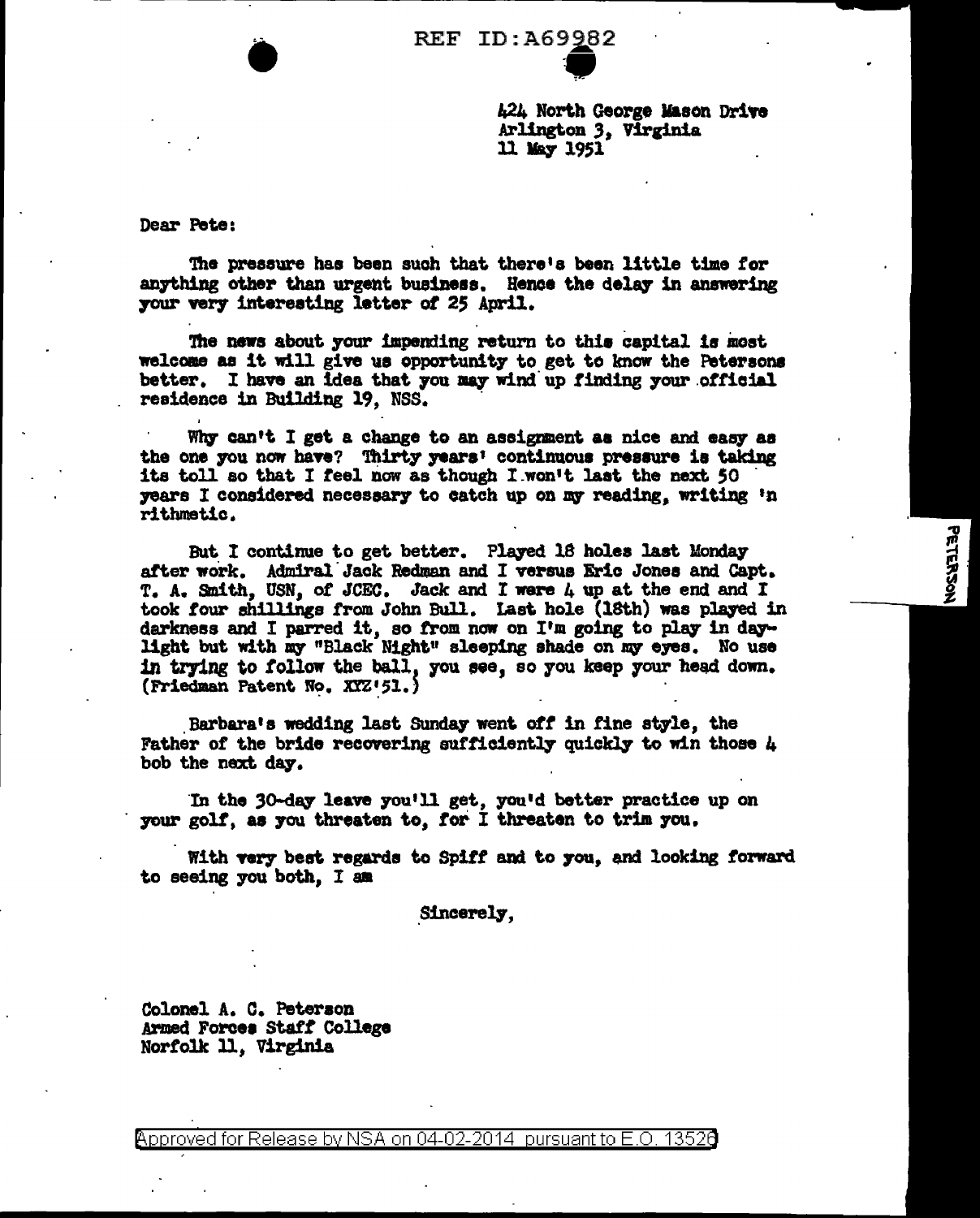424 North George Mason Drive
Arlington 3, Virginia
11 May 1951

Dear Pete:

The pressure has been such that there's been little time for anything other than urgent business. Hence the delay in answering your very interesting letter of 25 April.

The news about your impending return to this capital is most welcome as it will give us opportunity to get to know the Petersons better. I have an idea that you may wind up finding your official residence in Building 19, NSS.

Why can't I get a change to an assignment as nice and easy as the one you now have? Thirty years' continuous pressure is taking its toll so that I feel now as though I won't last the next 50 years I considered necessary to catch up on my reading, writing 'n rithmetic.

But I continue to get better. Played 18 holes last Monday after work. Admiral Jack Redman and I versus Eric Jones and Capt. T. A. Smith, USN, of JCEC. Jack and I were 4 up at the end and I took four shillings from John Bull. Last hole (18th) was played in darkness and I parred it, so from now on I'm going to play in daylight but with my "Black Night" sleeping shade on my eyes. No use in trying to follow the ball, you see, so you keep your head down. (Friedman Patent No. XYZ'51.)

Barbara's wedding last Sunday went off in fine style, the Father of the bride recovering sufficiently quickly to win those 4 bob the next day.

In the 30-day leave you'll get, you'd better practice up on your golf, as you threaten to, for I threaten to trim you.

With very best regards to Spiff and to you, and looking forward to seeing you both, I am

Sincerely,

Colonel A. C. Peterson
Armed Forces Staff College
Norfolk 11, Virginia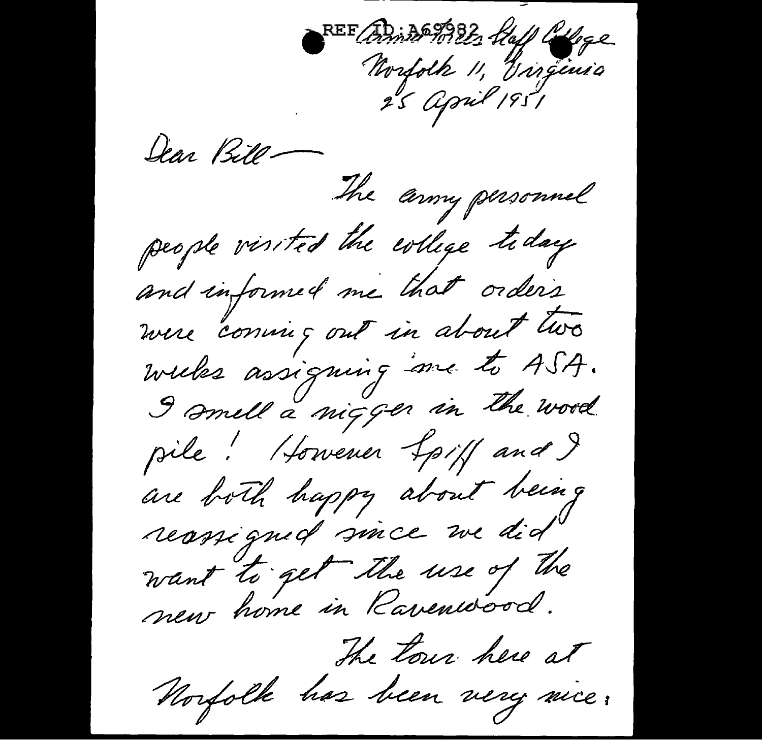REF ID:A69982 Armed Forces Staff College
Norfolk 11, Virginia
25 April 1951

Dear Bill—

The army personnel people visited the college today and informed me that orders were coming out in about two weeks assigning me to ASA. I smell a nigger in the wood pile! However Spiff and I are both happy about being reassigned since we did want to get the use of the new home in Ravenwood.

The tour here at Norfolk has been very nice: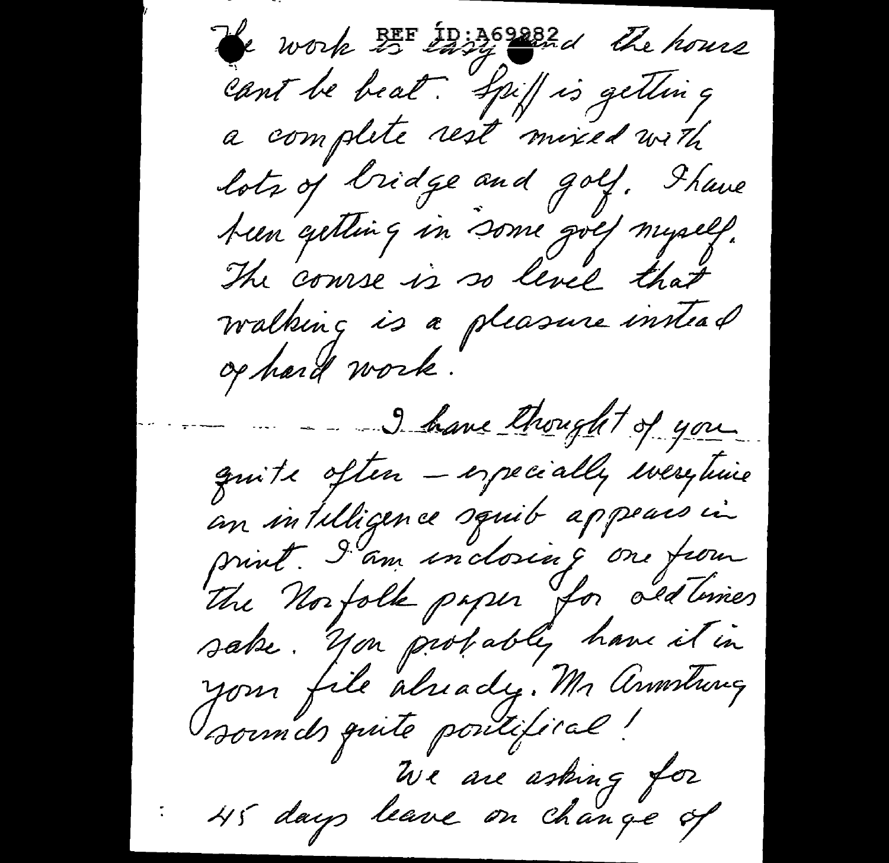The work is easy and the hours cant be beat. Spiff is getting a complete rest mixed with lots of bridge and golf. I have been getting in some golf myself. The course is so level that walking is a pleasure instead of hard work.

I have thought of you quite often – especially everytime an intelligence squib appears in print. I am enclosing one from the Norfolk paper for old times sake. You probably have it in your file already. Mr Armstrong sounds quite pontifical!

We are asking for 45 days leave on change of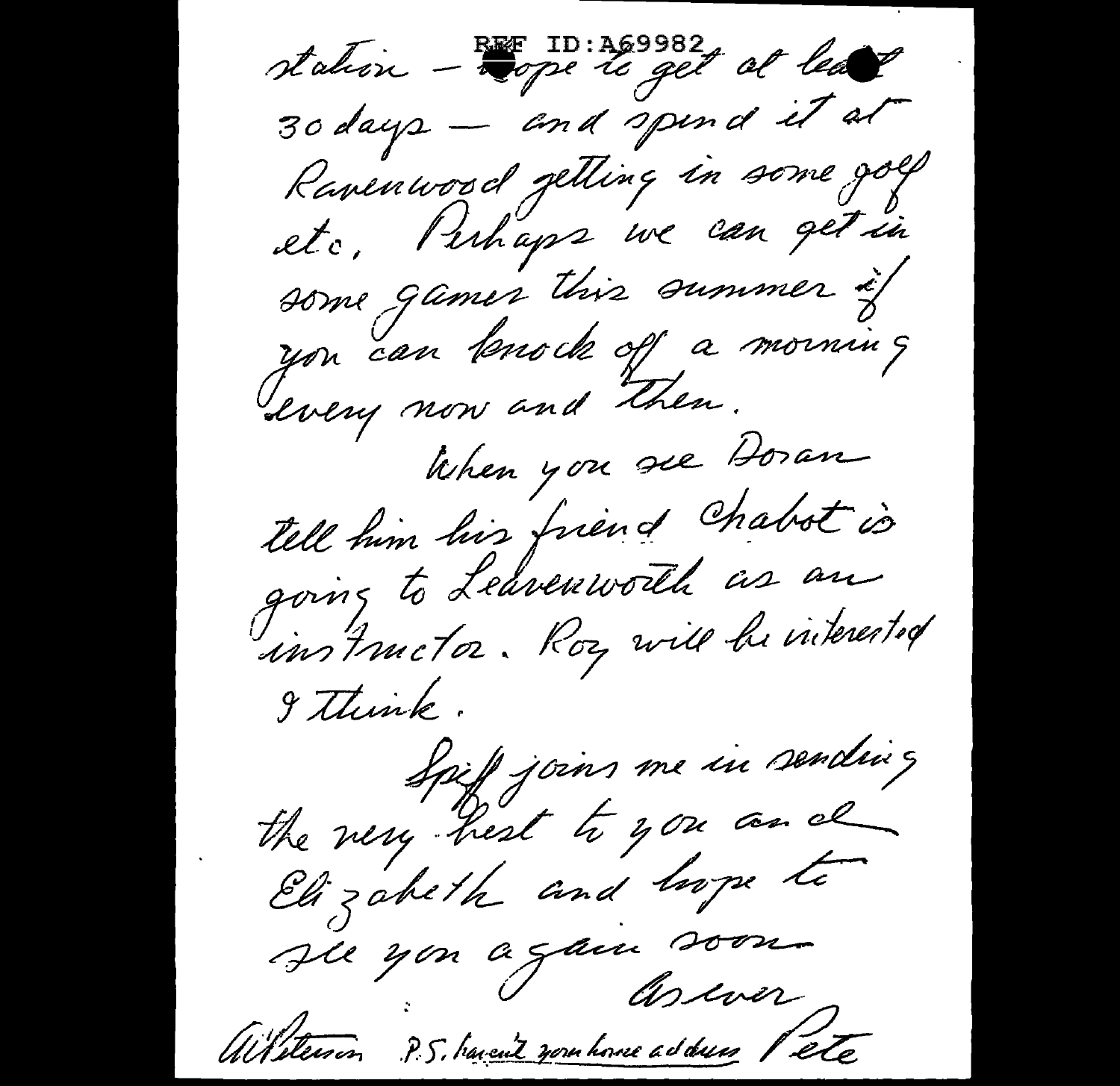REF ID:A69982

station – hope to get at least 30 days – and spend it at Ravenwood getting in some golf etc. Perhaps we can get in some games this summer if you can knock off a morning every now and then.

When you see Doran tell him his friend Chabot is going to Leavenworth as an instructor. Roy will be interested I think.

Spiff joins me in sending the very best to you and Elizabeth and hope to see you again soon.

As ever
Pete

A Peterson P.S. haven't your home address